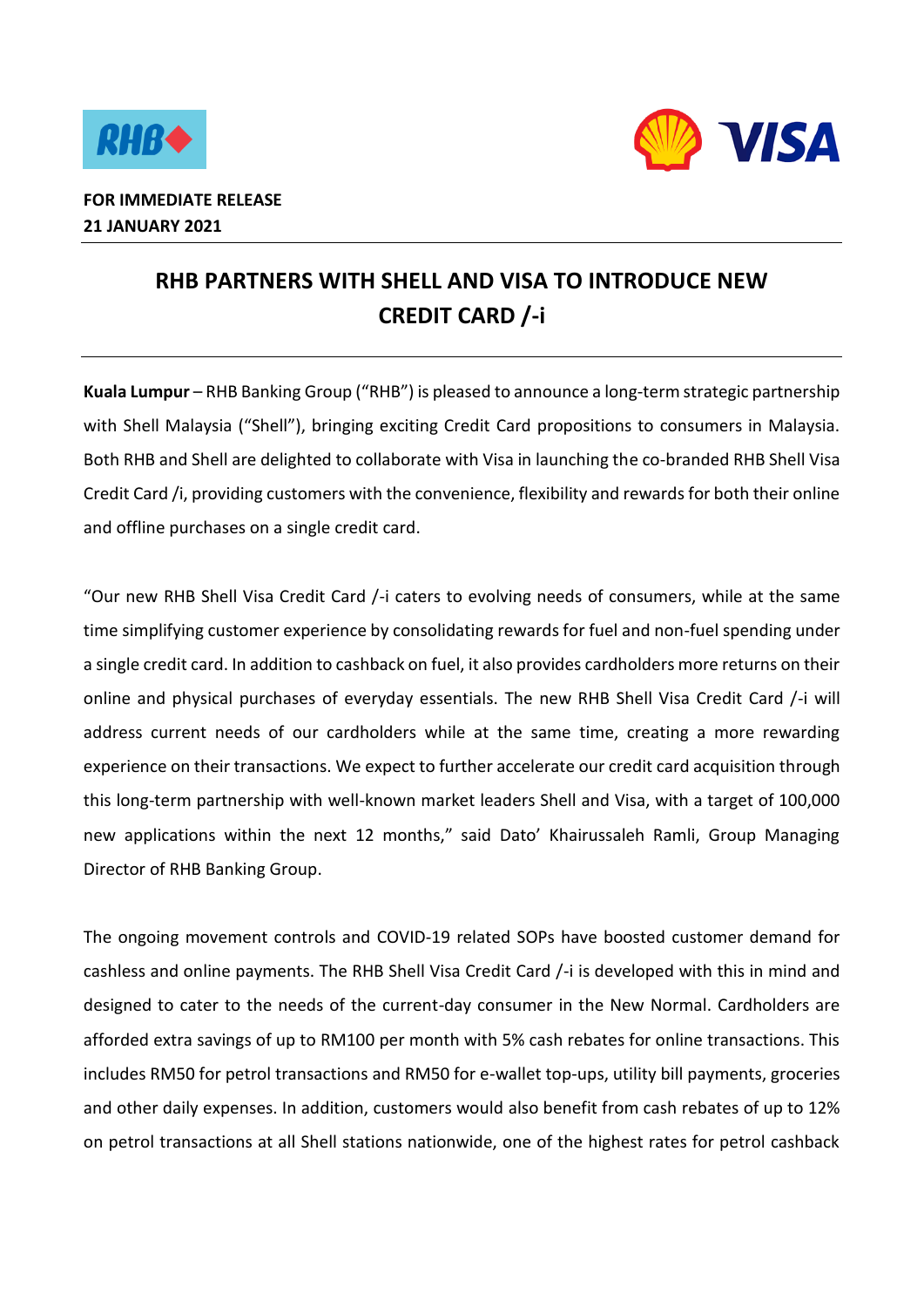**FOR IMMEDIATE RELEASE**
**21 JANUARY 2021**

# RHB PARTNERS WITH SHELL AND VISA TO INTRODUCE NEW CREDIT CARD /-i

**Kuala Lumpur** – RHB Banking Group ("RHB") is pleased to announce a long-term strategic partnership with Shell Malaysia ("Shell"), bringing exciting Credit Card propositions to consumers in Malaysia. Both RHB and Shell are delighted to collaborate with Visa in launching the co-branded RHB Shell Visa Credit Card /i, providing customers with the convenience, flexibility and rewards for both their online and offline purchases on a single credit card.

"Our new RHB Shell Visa Credit Card /-i caters to evolving needs of consumers, while at the same time simplifying customer experience by consolidating rewards for fuel and non-fuel spending under a single credit card. In addition to cashback on fuel, it also provides cardholders more returns on their online and physical purchases of everyday essentials. The new RHB Shell Visa Credit Card /-i will address current needs of our cardholders while at the same time, creating a more rewarding experience on their transactions. We expect to further accelerate our credit card acquisition through this long-term partnership with well-known market leaders Shell and Visa, with a target of 100,000 new applications within the next 12 months," said Dato' Khairussaleh Ramli, Group Managing Director of RHB Banking Group.

The ongoing movement controls and COVID-19 related SOPs have boosted customer demand for cashless and online payments. The RHB Shell Visa Credit Card /-i is developed with this in mind and designed to cater to the needs of the current-day consumer in the New Normal. Cardholders are afforded extra savings of up to RM100 per month with 5% cash rebates for online transactions. This includes RM50 for petrol transactions and RM50 for e-wallet top-ups, utility bill payments, groceries and other daily expenses. In addition, customers would also benefit from cash rebates of up to 12% on petrol transactions at all Shell stations nationwide, one of the highest rates for petrol cashback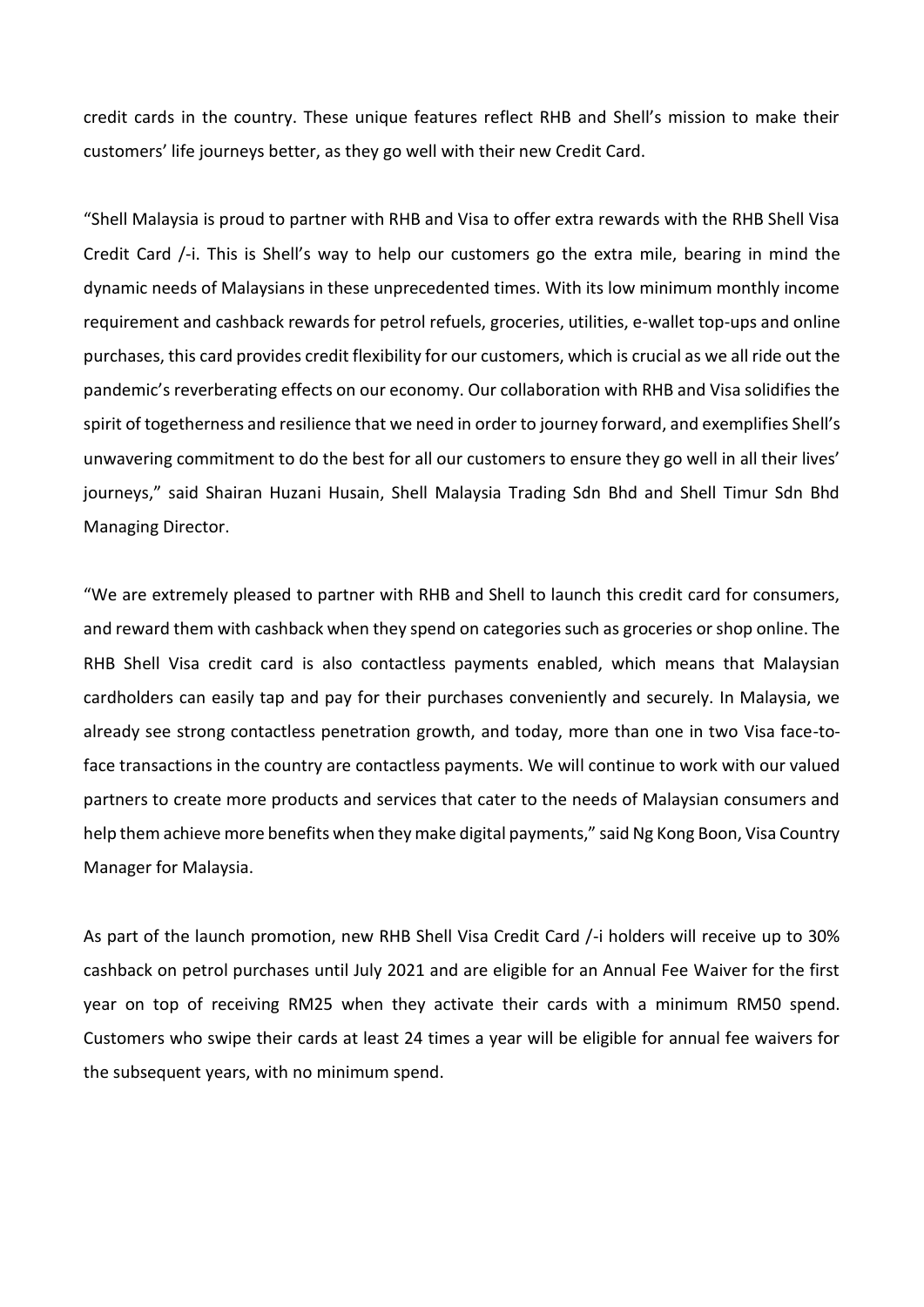credit cards in the country. These unique features reflect RHB and Shell's mission to make their customers' life journeys better, as they go well with their new Credit Card.

"Shell Malaysia is proud to partner with RHB and Visa to offer extra rewards with the RHB Shell Visa Credit Card /-i. This is Shell's way to help our customers go the extra mile, bearing in mind the dynamic needs of Malaysians in these unprecedented times. With its low minimum monthly income requirement and cashback rewards for petrol refuels, groceries, utilities, e-wallet top-ups and online purchases, this card provides credit flexibility for our customers, which is crucial as we all ride out the pandemic's reverberating effects on our economy. Our collaboration with RHB and Visa solidifies the spirit of togetherness and resilience that we need in order to journey forward, and exemplifies Shell's unwavering commitment to do the best for all our customers to ensure they go well in all their lives' journeys," said Shairan Huzani Husain, Shell Malaysia Trading Sdn Bhd and Shell Timur Sdn Bhd Managing Director.

"We are extremely pleased to partner with RHB and Shell to launch this credit card for consumers, and reward them with cashback when they spend on categories such as groceries or shop online. The RHB Shell Visa credit card is also contactless payments enabled, which means that Malaysian cardholders can easily tap and pay for their purchases conveniently and securely. In Malaysia, we already see strong contactless penetration growth, and today, more than one in two Visa face-to-face transactions in the country are contactless payments. We will continue to work with our valued partners to create more products and services that cater to the needs of Malaysian consumers and help them achieve more benefits when they make digital payments," said Ng Kong Boon, Visa Country Manager for Malaysia.

As part of the launch promotion, new RHB Shell Visa Credit Card /-i holders will receive up to 30% cashback on petrol purchases until July 2021 and are eligible for an Annual Fee Waiver for the first year on top of receiving RM25 when they activate their cards with a minimum RM50 spend. Customers who swipe their cards at least 24 times a year will be eligible for annual fee waivers for the subsequent years, with no minimum spend.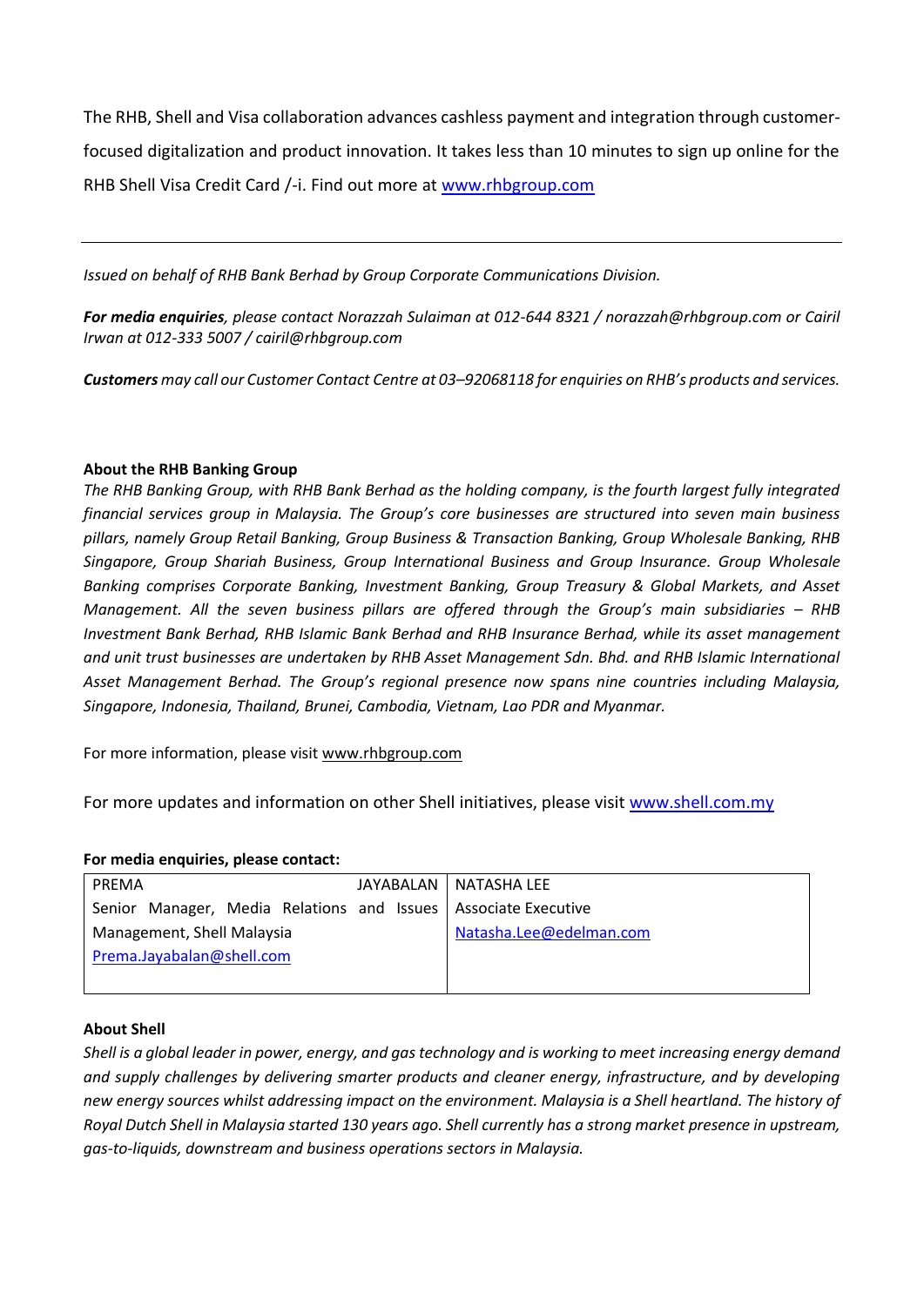The RHB, Shell and Visa collaboration advances cashless payment and integration through customer-focused digitalization and product innovation. It takes less than 10 minutes to sign up online for the RHB Shell Visa Credit Card /-i. Find out more at www.rhbgroup.com

---

*Issued on behalf of RHB Bank Berhad by Group Corporate Communications Division.*

***For media enquiries****, please contact Norazzah Sulaiman at 012-644 8321 / norazzah@rhbgroup.com or Cairil Irwan at 012-333 5007 / cairil@rhbgroup.com*

***Customers*** *may call our Customer Contact Centre at 03–92068118 for enquiries on RHB's products and services.*

**About the RHB Banking Group**

*The RHB Banking Group, with RHB Bank Berhad as the holding company, is the fourth largest fully integrated financial services group in Malaysia. The Group's core businesses are structured into seven main business pillars, namely Group Retail Banking, Group Business & Transaction Banking, Group Wholesale Banking, RHB Singapore, Group Shariah Business, Group International Business and Group Insurance. Group Wholesale Banking comprises Corporate Banking, Investment Banking, Group Treasury & Global Markets, and Asset Management. All the seven business pillars are offered through the Group's main subsidiaries – RHB Investment Bank Berhad, RHB Islamic Bank Berhad and RHB Insurance Berhad, while its asset management and unit trust businesses are undertaken by RHB Asset Management Sdn. Bhd. and RHB Islamic International Asset Management Berhad. The Group's regional presence now spans nine countries including Malaysia, Singapore, Indonesia, Thailand, Brunei, Cambodia, Vietnam, Lao PDR and Myanmar.*

For more information, please visit www.rhbgroup.com

For more updates and information on other Shell initiatives, please visit www.shell.com.my

**For media enquiries, please contact:**

| | |
|---|---|
| PREMA JAYABALAN<br>Senior Manager, Media Relations and Issues Management, Shell Malaysia<br>Prema.Jayabalan@shell.com | NATASHA LEE<br>Associate Executive<br>Natasha.Lee@edelman.com |

**About Shell**

*Shell is a global leader in power, energy, and gas technology and is working to meet increasing energy demand and supply challenges by delivering smarter products and cleaner energy, infrastructure, and by developing new energy sources whilst addressing impact on the environment. Malaysia is a Shell heartland. The history of Royal Dutch Shell in Malaysia started 130 years ago. Shell currently has a strong market presence in upstream, gas-to-liquids, downstream and business operations sectors in Malaysia.*